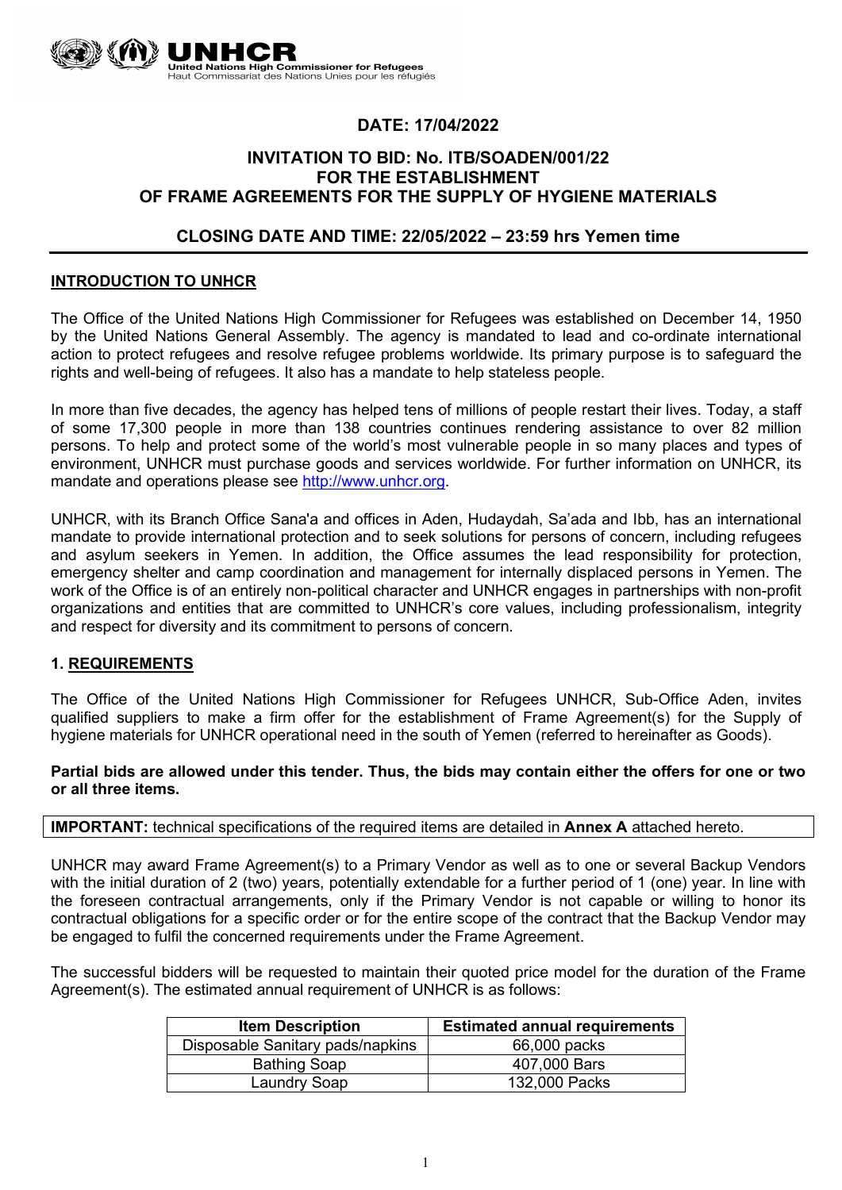UNHCR
United Nations High Commissioner for Refugees
Haut Commissariat des Nations Unies pour les réfugiés

**DATE: 17/04/2022**

# INVITATION TO BID: No. ITB/SOADEN/001/22 FOR THE ESTABLISHMENT OF FRAME AGREEMENTS FOR THE SUPPLY OF HYGIENE MATERIALS

**CLOSING DATE AND TIME: 22/05/2022 – 23:59 hrs Yemen time**

---

## INTRODUCTION TO UNHCR

The Office of the United Nations High Commissioner for Refugees was established on December 14, 1950 by the United Nations General Assembly. The agency is mandated to lead and co-ordinate international action to protect refugees and resolve refugee problems worldwide. Its primary purpose is to safeguard the rights and well-being of refugees. It also has a mandate to help stateless people.

In more than five decades, the agency has helped tens of millions of people restart their lives. Today, a staff of some 17,300 people in more than 138 countries continues rendering assistance to over 82 million persons. To help and protect some of the world's most vulnerable people in so many places and types of environment, UNHCR must purchase goods and services worldwide. For further information on UNHCR, its mandate and operations please see http://www.unhcr.org.

UNHCR, with its Branch Office Sana'a and offices in Aden, Hudaydah, Sa'ada and Ibb, has an international mandate to provide international protection and to seek solutions for persons of concern, including refugees and asylum seekers in Yemen. In addition, the Office assumes the lead responsibility for protection, emergency shelter and camp coordination and management for internally displaced persons in Yemen. The work of the Office is of an entirely non-political character and UNHCR engages in partnerships with non-profit organizations and entities that are committed to UNHCR's core values, including professionalism, integrity and respect for diversity and its commitment to persons of concern.

## 1. REQUIREMENTS

The Office of the United Nations High Commissioner for Refugees UNHCR, Sub-Office Aden, invites qualified suppliers to make a firm offer for the establishment of Frame Agreement(s) for the Supply of hygiene materials for UNHCR operational need in the south of Yemen (referred to hereinafter as Goods).

**Partial bids are allowed under this tender. Thus, the bids may contain either the offers for one or two or all three items.**

**IMPORTANT:** technical specifications of the required items are detailed in **Annex A** attached hereto.

UNHCR may award Frame Agreement(s) to a Primary Vendor as well as to one or several Backup Vendors with the initial duration of 2 (two) years, potentially extendable for a further period of 1 (one) year. In line with the foreseen contractual arrangements, only if the Primary Vendor is not capable or willing to honor its contractual obligations for a specific order or for the entire scope of the contract that the Backup Vendor may be engaged to fulfil the concerned requirements under the Frame Agreement.

The successful bidders will be requested to maintain their quoted price model for the duration of the Frame Agreement(s). The estimated annual requirement of UNHCR is as follows:

| Item Description | Estimated annual requirements |
|---|---|
| Disposable Sanitary pads/napkins | 66,000 packs |
| Bathing Soap | 407,000 Bars |
| Laundry Soap | 132,000 Packs |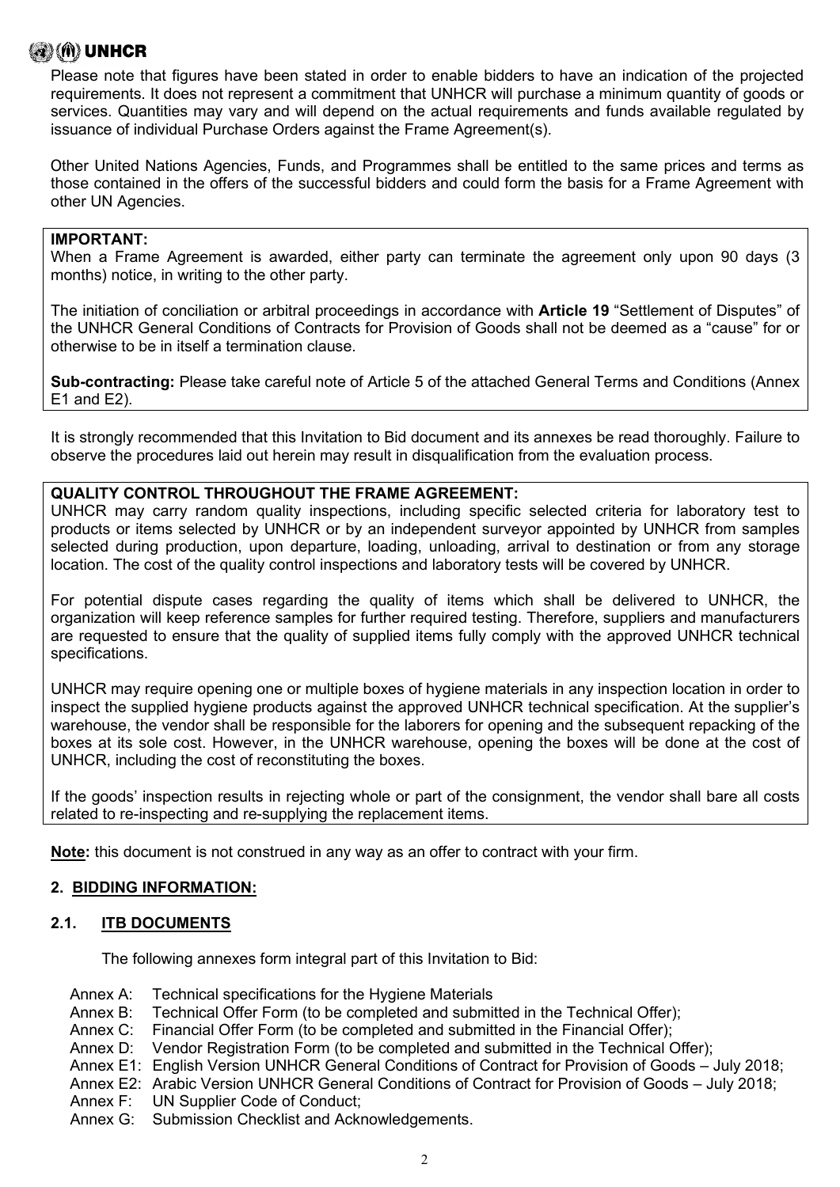Please note that figures have been stated in order to enable bidders to have an indication of the projected requirements. It does not represent a commitment that UNHCR will purchase a minimum quantity of goods or services. Quantities may vary and will depend on the actual requirements and funds available regulated by issuance of individual Purchase Orders against the Frame Agreement(s).

Other United Nations Agencies, Funds, and Programmes shall be entitled to the same prices and terms as those contained in the offers of the successful bidders and could form the basis for a Frame Agreement with other UN Agencies.

**IMPORTANT:**
When a Frame Agreement is awarded, either party can terminate the agreement only upon 90 days (3 months) notice, in writing to the other party.

The initiation of conciliation or arbitral proceedings in accordance with **Article 19** "Settlement of Disputes" of the UNHCR General Conditions of Contracts for Provision of Goods shall not be deemed as a "cause" for or otherwise to be in itself a termination clause.

**Sub-contracting:** Please take careful note of Article 5 of the attached General Terms and Conditions (Annex E1 and E2).

It is strongly recommended that this Invitation to Bid document and its annexes be read thoroughly. Failure to observe the procedures laid out herein may result in disqualification from the evaluation process.

**QUALITY CONTROL THROUGHOUT THE FRAME AGREEMENT:**
UNHCR may carry random quality inspections, including specific selected criteria for laboratory test to products or items selected by UNHCR or by an independent surveyor appointed by UNHCR from samples selected during production, upon departure, loading, unloading, arrival to destination or from any storage location. The cost of the quality control inspections and laboratory tests will be covered by UNHCR.

For potential dispute cases regarding the quality of items which shall be delivered to UNHCR, the organization will keep reference samples for further required testing. Therefore, suppliers and manufacturers are requested to ensure that the quality of supplied items fully comply with the approved UNHCR technical specifications.

UNHCR may require opening one or multiple boxes of hygiene materials in any inspection location in order to inspect the supplied hygiene products against the approved UNHCR technical specification. At the supplier's warehouse, the vendor shall be responsible for the laborers for opening and the subsequent repacking of the boxes at its sole cost. However, in the UNHCR warehouse, opening the boxes will be done at the cost of UNHCR, including the cost of reconstituting the boxes.

If the goods' inspection results in rejecting whole or part of the consignment, the vendor shall bare all costs related to re-inspecting and re-supplying the replacement items.

**Note:** this document is not construed in any way as an offer to contract with your firm.

## 2. BIDDING INFORMATION:

### 2.1. ITB DOCUMENTS

The following annexes form integral part of this Invitation to Bid:

- Annex A: Technical specifications for the Hygiene Materials
- Annex B: Technical Offer Form (to be completed and submitted in the Technical Offer);
- Annex C: Financial Offer Form (to be completed and submitted in the Financial Offer);
- Annex D: Vendor Registration Form (to be completed and submitted in the Technical Offer);
- Annex E1: English Version UNHCR General Conditions of Contract for Provision of Goods – July 2018;
- Annex E2: Arabic Version UNHCR General Conditions of Contract for Provision of Goods – July 2018;
- Annex F: UN Supplier Code of Conduct;
- Annex G: Submission Checklist and Acknowledgements.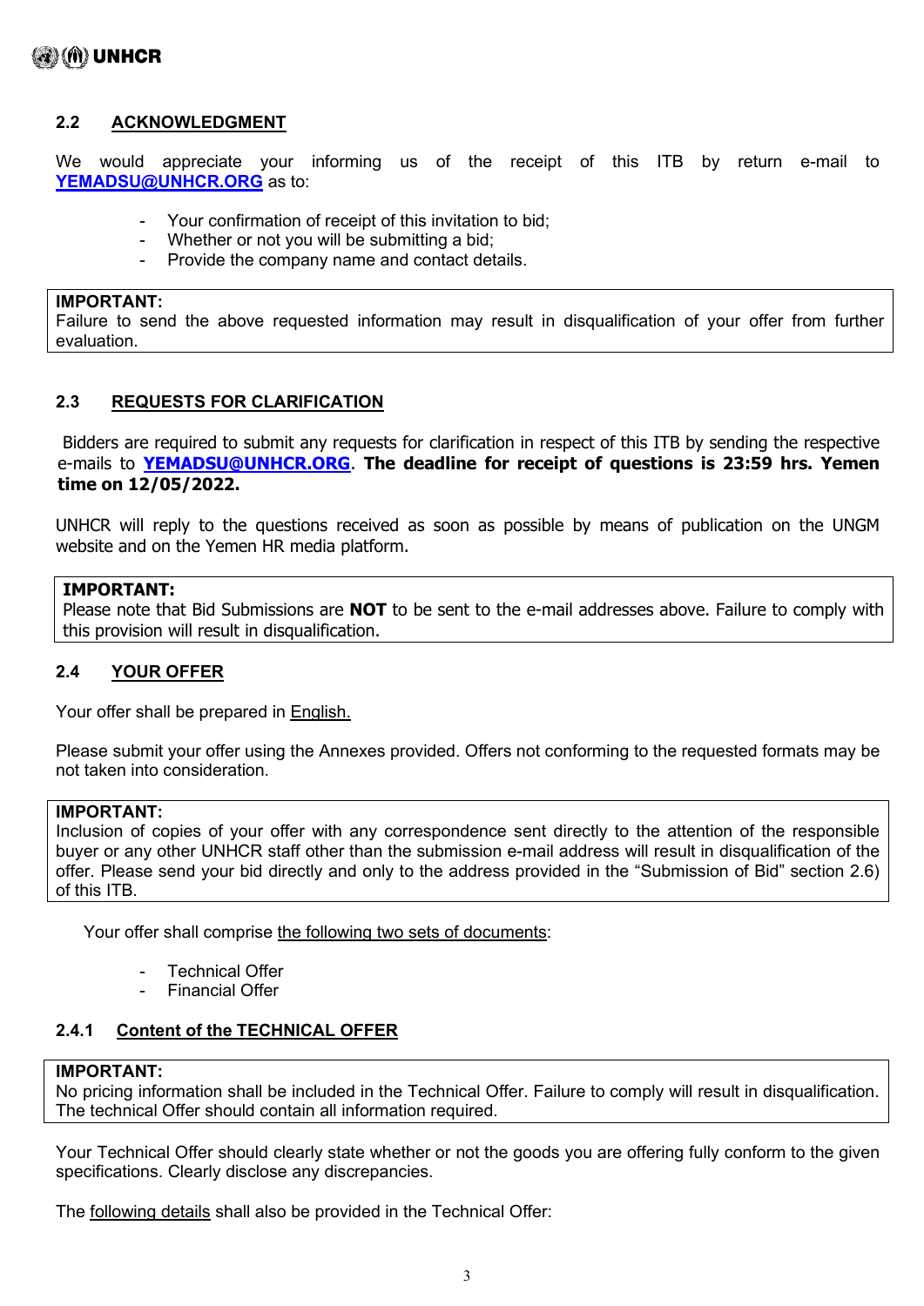### 2.2 ACKNOWLEDGMENT

We would appreciate your informing us of the receipt of this ITB by return e-mail to **YEMADSU@UNHCR.ORG** as to:

- Your confirmation of receipt of this invitation to bid;
- Whether or not you will be submitting a bid;
- Provide the company name and contact details.

| |
|---|
| **IMPORTANT:** Failure to send the above requested information may result in disqualification of your offer from further evaluation. |

### 2.3 REQUESTS FOR CLARIFICATION

Bidders are required to submit any requests for clarification in respect of this ITB by sending the respective e-mails to **YEMADSU@UNHCR.ORG**. **The deadline for receipt of questions is 23:59 hrs. Yemen time on 12/05/2022.**

UNHCR will reply to the questions received as soon as possible by means of publication on the UNGM website and on the Yemen HR media platform.

| |
|---|
| **IMPORTANT:** Please note that Bid Submissions are **NOT** to be sent to the e-mail addresses above. Failure to comply with this provision will result in disqualification. |

### 2.4 YOUR OFFER

Your offer shall be prepared in English.

Please submit your offer using the Annexes provided. Offers not conforming to the requested formats may be not taken into consideration.

| |
|---|
| **IMPORTANT:** Inclusion of copies of your offer with any correspondence sent directly to the attention of the responsible buyer or any other UNHCR staff other than the submission e-mail address will result in disqualification of the offer. Please send your bid directly and only to the address provided in the “Submission of Bid” section 2.6) of this ITB. |

Your offer shall comprise the following two sets of documents:

- Technical Offer
- Financial Offer

#### 2.4.1 Content of the TECHNICAL OFFER

| |
|---|
| **IMPORTANT:** No pricing information shall be included in the Technical Offer. Failure to comply will result in disqualification. The technical Offer should contain all information required. |

Your Technical Offer should clearly state whether or not the goods you are offering fully conform to the given specifications. Clearly disclose any discrepancies.

The following details shall also be provided in the Technical Offer: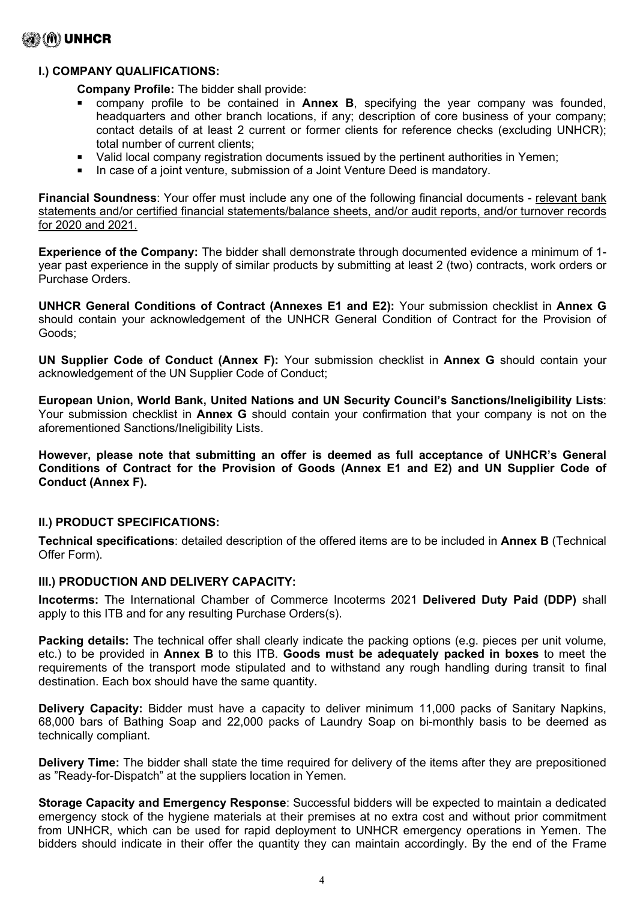### I.) COMPANY QUALIFICATIONS:

**Company Profile:** The bidder shall provide:

- company profile to be contained in **Annex B**, specifying the year company was founded, headquarters and other branch locations, if any; description of core business of your company; contact details of at least 2 current or former clients for reference checks (excluding UNHCR); total number of current clients;
- Valid local company registration documents issued by the pertinent authorities in Yemen;
- In case of a joint venture, submission of a Joint Venture Deed is mandatory.

**Financial Soundness**: Your offer must include any one of the following financial documents - relevant bank statements and/or certified financial statements/balance sheets, and/or audit reports, and/or turnover records for 2020 and 2021.

**Experience of the Company:** The bidder shall demonstrate through documented evidence a minimum of 1-year past experience in the supply of similar products by submitting at least 2 (two) contracts, work orders or Purchase Orders.

**UNHCR General Conditions of Contract (Annexes E1 and E2):** Your submission checklist in **Annex G** should contain your acknowledgement of the UNHCR General Condition of Contract for the Provision of Goods;

**UN Supplier Code of Conduct (Annex F):** Your submission checklist in **Annex G** should contain your acknowledgement of the UN Supplier Code of Conduct;

**European Union, World Bank, United Nations and UN Security Council's Sanctions/Ineligibility Lists**: Your submission checklist in **Annex G** should contain your confirmation that your company is not on the aforementioned Sanctions/Ineligibility Lists.

**However, please note that submitting an offer is deemed as full acceptance of UNHCR's General Conditions of Contract for the Provision of Goods (Annex E1 and E2) and UN Supplier Code of Conduct (Annex F).**

### II.) PRODUCT SPECIFICATIONS:

**Technical specifications**: detailed description of the offered items are to be included in **Annex B** (Technical Offer Form).

### III.) PRODUCTION AND DELIVERY CAPACITY:

**Incoterms:** The International Chamber of Commerce Incoterms 2021 **Delivered Duty Paid (DDP)** shall apply to this ITB and for any resulting Purchase Orders(s).

**Packing details:** The technical offer shall clearly indicate the packing options (e.g. pieces per unit volume, etc.) to be provided in **Annex B** to this ITB. **Goods must be adequately packed in boxes** to meet the requirements of the transport mode stipulated and to withstand any rough handling during transit to final destination. Each box should have the same quantity.

**Delivery Capacity:** Bidder must have a capacity to deliver minimum 11,000 packs of Sanitary Napkins, 68,000 bars of Bathing Soap and 22,000 packs of Laundry Soap on bi-monthly basis to be deemed as technically compliant.

**Delivery Time:** The bidder shall state the time required for delivery of the items after they are prepositioned as "Ready-for-Dispatch" at the suppliers location in Yemen.

**Storage Capacity and Emergency Response**: Successful bidders will be expected to maintain a dedicated emergency stock of the hygiene materials at their premises at no extra cost and without prior commitment from UNHCR, which can be used for rapid deployment to UNHCR emergency operations in Yemen. The bidders should indicate in their offer the quantity they can maintain accordingly. By the end of the Frame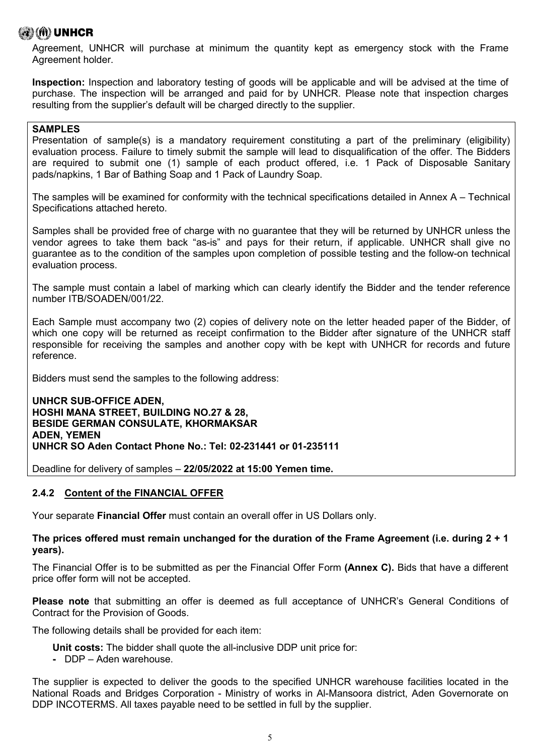Agreement, UNHCR will purchase at minimum the quantity kept as emergency stock with the Frame Agreement holder.

**Inspection:** Inspection and laboratory testing of goods will be applicable and will be advised at the time of purchase. The inspection will be arranged and paid for by UNHCR. Please note that inspection charges resulting from the supplier's default will be charged directly to the supplier.

**SAMPLES**

Presentation of sample(s) is a mandatory requirement constituting a part of the preliminary (eligibility) evaluation process. Failure to timely submit the sample will lead to disqualification of the offer. The Bidders are required to submit one (1) sample of each product offered, i.e. 1 Pack of Disposable Sanitary pads/napkins, 1 Bar of Bathing Soap and 1 Pack of Laundry Soap.

The samples will be examined for conformity with the technical specifications detailed in Annex A – Technical Specifications attached hereto.

Samples shall be provided free of charge with no guarantee that they will be returned by UNHCR unless the vendor agrees to take them back "as-is" and pays for their return, if applicable. UNHCR shall give no guarantee as to the condition of the samples upon completion of possible testing and the follow-on technical evaluation process.

The sample must contain a label of marking which can clearly identify the Bidder and the tender reference number ITB/SOADEN/001/22.

Each Sample must accompany two (2) copies of delivery note on the letter headed paper of the Bidder, of which one copy will be returned as receipt confirmation to the Bidder after signature of the UNHCR staff responsible for receiving the samples and another copy with be kept with UNHCR for records and future reference.

Bidders must send the samples to the following address:

**UNHCR SUB-OFFICE ADEN,**
**HOSHI MANA STREET, BUILDING NO.27 & 28,**
**BESIDE GERMAN CONSULATE, KHORMAKSAR**
**ADEN, YEMEN**
**UNHCR SO Aden Contact Phone No.: Tel: 02-231441 or 01-235111**

Deadline for delivery of samples – **22/05/2022 at 15:00 Yemen time.**

### 2.4.2 Content of the FINANCIAL OFFER

Your separate **Financial Offer** must contain an overall offer in US Dollars only.

**The prices offered must remain unchanged for the duration of the Frame Agreement (i.e. during 2 + 1 years).**

The Financial Offer is to be submitted as per the Financial Offer Form **(Annex C).** Bids that have a different price offer form will not be accepted.

**Please note** that submitting an offer is deemed as full acceptance of UNHCR's General Conditions of Contract for the Provision of Goods.

The following details shall be provided for each item:

**Unit costs:** The bidder shall quote the all-inclusive DDP unit price for:

- DDP – Aden warehouse.

The supplier is expected to deliver the goods to the specified UNHCR warehouse facilities located in the National Roads and Bridges Corporation - Ministry of works in Al-Mansoora district, Aden Governorate on DDP INCOTERMS. All taxes payable need to be settled in full by the supplier.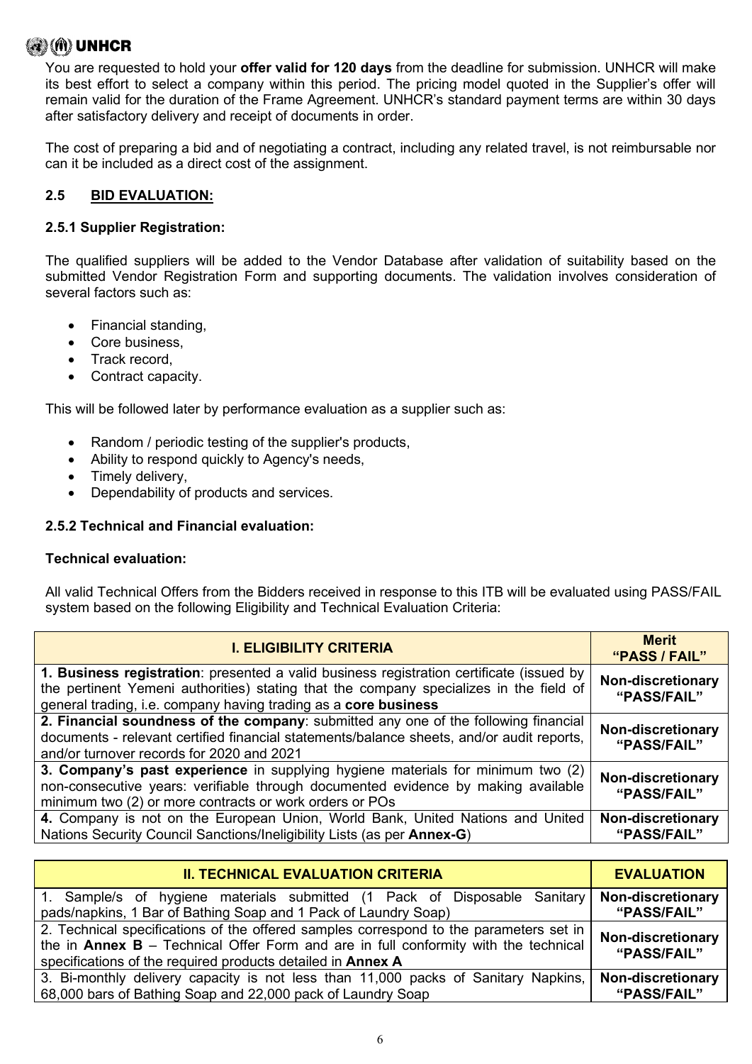You are requested to hold your **offer valid for 120 days** from the deadline for submission. UNHCR will make its best effort to select a company within this period. The pricing model quoted in the Supplier's offer will remain valid for the duration of the Frame Agreement. UNHCR's standard payment terms are within 30 days after satisfactory delivery and receipt of documents in order.

The cost of preparing a bid and of negotiating a contract, including any related travel, is not reimbursable nor can it be included as a direct cost of the assignment.

### 2.5 BID EVALUATION:

#### 2.5.1 Supplier Registration:

The qualified suppliers will be added to the Vendor Database after validation of suitability based on the submitted Vendor Registration Form and supporting documents. The validation involves consideration of several factors such as:

- Financial standing,
- Core business,
- Track record,
- Contract capacity.

This will be followed later by performance evaluation as a supplier such as:

- Random / periodic testing of the supplier's products,
- Ability to respond quickly to Agency's needs,
- Timely delivery,
- Dependability of products and services.

#### 2.5.2 Technical and Financial evaluation:

**Technical evaluation:**

All valid Technical Offers from the Bidders received in response to this ITB will be evaluated using PASS/FAIL system based on the following Eligibility and Technical Evaluation Criteria:

| I. ELIGIBILITY CRITERIA | Merit "PASS / FAIL" |
|---|---|
| **1. Business registration**: presented a valid business registration certificate (issued by the pertinent Yemeni authorities) stating that the company specializes in the field of general trading, i.e. company having trading as a **core business** | **Non-discretionary "PASS/FAIL"** |
| **2. Financial soundness of the company**: submitted any one of the following financial documents - relevant certified financial statements/balance sheets, and/or audit reports, and/or turnover records for 2020 and 2021 | **Non-discretionary "PASS/FAIL"** |
| **3. Company's past experience** in supplying hygiene materials for minimum two (2) non-consecutive years: verifiable through documented evidence by making available minimum two (2) or more contracts or work orders or POs | **Non-discretionary "PASS/FAIL"** |
| **4.** Company is not on the European Union, World Bank, United Nations and United Nations Security Council Sanctions/Ineligibility Lists (as per **Annex-G**) | **Non-discretionary "PASS/FAIL"** |

| II. TECHNICAL EVALUATION CRITERIA | EVALUATION |
|---|---|
| 1. Sample/s of hygiene materials submitted (1 Pack of Disposable Sanitary pads/napkins, 1 Bar of Bathing Soap and 1 Pack of Laundry Soap) | **Non-discretionary "PASS/FAIL"** |
| 2. Technical specifications of the offered samples correspond to the parameters set in the in **Annex B** – Technical Offer Form and are in full conformity with the technical specifications of the required products detailed in **Annex A** | **Non-discretionary "PASS/FAIL"** |
| 3. Bi-monthly delivery capacity is not less than 11,000 packs of Sanitary Napkins, 68,000 bars of Bathing Soap and 22,000 pack of Laundry Soap | **Non-discretionary "PASS/FAIL"** |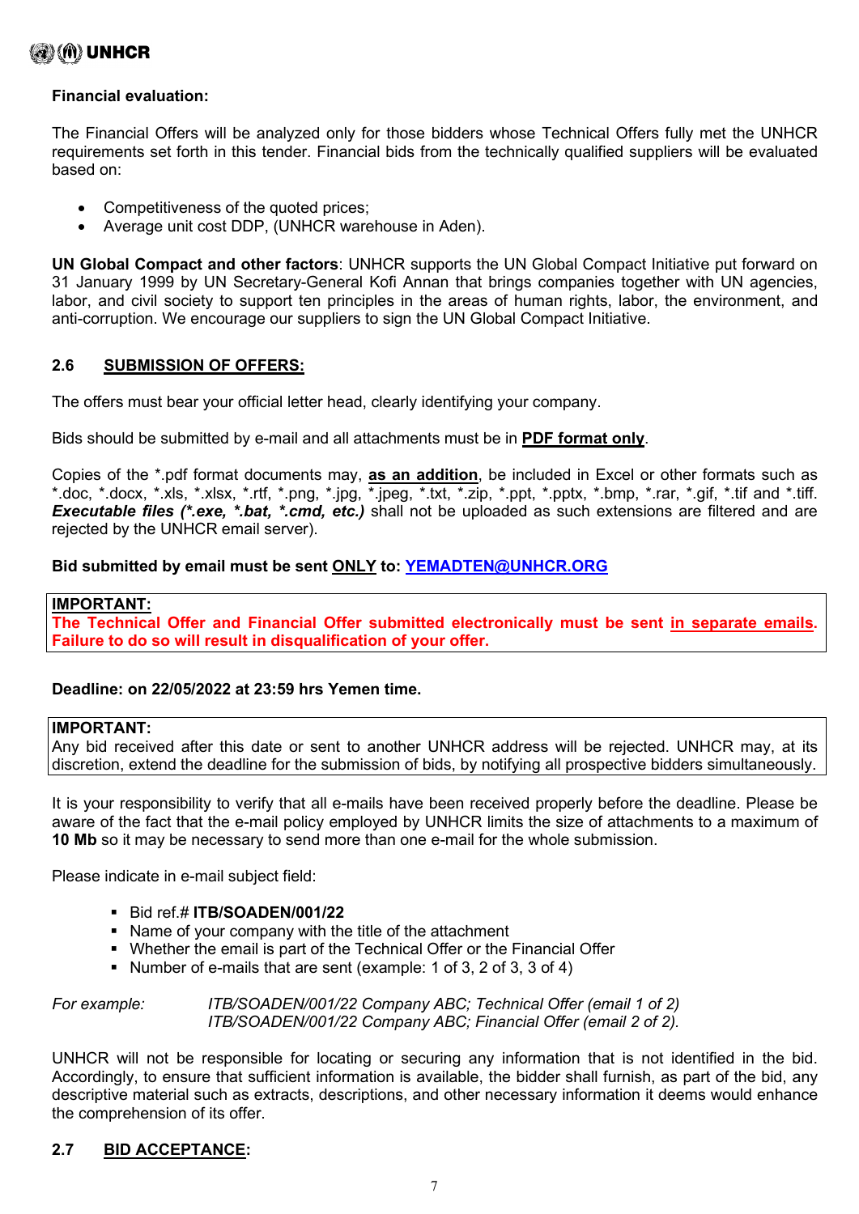**Financial evaluation:**

The Financial Offers will be analyzed only for those bidders whose Technical Offers fully met the UNHCR requirements set forth in this tender. Financial bids from the technically qualified suppliers will be evaluated based on:

- Competitiveness of the quoted prices;
- Average unit cost DDP, (UNHCR warehouse in Aden).

**UN Global Compact and other factors**: UNHCR supports the UN Global Compact Initiative put forward on 31 January 1999 by UN Secretary-General Kofi Annan that brings companies together with UN agencies, labor, and civil society to support ten principles in the areas of human rights, labor, the environment, and anti-corruption. We encourage our suppliers to sign the UN Global Compact Initiative.

## 2.6 SUBMISSION OF OFFERS:

The offers must bear your official letter head, clearly identifying your company.

Bids should be submitted by e-mail and all attachments must be in **PDF format only**.

Copies of the *.pdf format documents may, **as an addition**, be included in Excel or other formats such as *.doc, *.docx, *.xls, *.xlsx, *.rtf, *.png, *.jpg, *.jpeg, *.txt, *.zip, *.ppt, *.pptx, *.bmp, *.rar, *.gif, *.tif and *.tiff. ***Executable files (*.exe, *.bat, *.cmd, etc.)*** shall not be uploaded as such extensions are filtered and are rejected by the UNHCR email server).

**Bid submitted by email must be sent ONLY to: YEMADTEN@UNHCR.ORG**

**IMPORTANT:**
**The Technical Offer and Financial Offer submitted electronically must be sent in separate emails. Failure to do so will result in disqualification of your offer.**

**Deadline: on 22/05/2022 at 23:59 hrs Yemen time.**

**IMPORTANT:**
Any bid received after this date or sent to another UNHCR address will be rejected. UNHCR may, at its discretion, extend the deadline for the submission of bids, by notifying all prospective bidders simultaneously.

It is your responsibility to verify that all e-mails have been received properly before the deadline. Please be aware of the fact that the e-mail policy employed by UNHCR limits the size of attachments to a maximum of **10 Mb** so it may be necessary to send more than one e-mail for the whole submission.

Please indicate in e-mail subject field:

- Bid ref.# **ITB/SOADEN/001/22**
- Name of your company with the title of the attachment
- Whether the email is part of the Technical Offer or the Financial Offer
- Number of e-mails that are sent (example: 1 of 3, 2 of 3, 3 of 4)

*For example:* *ITB/SOADEN/001/22 Company ABC; Technical Offer (email 1 of 2)*
*ITB/SOADEN/001/22 Company ABC; Financial Offer (email 2 of 2).*

UNHCR will not be responsible for locating or securing any information that is not identified in the bid. Accordingly, to ensure that sufficient information is available, the bidder shall furnish, as part of the bid, any descriptive material such as extracts, descriptions, and other necessary information it deems would enhance the comprehension of its offer.

## 2.7 BID ACCEPTANCE: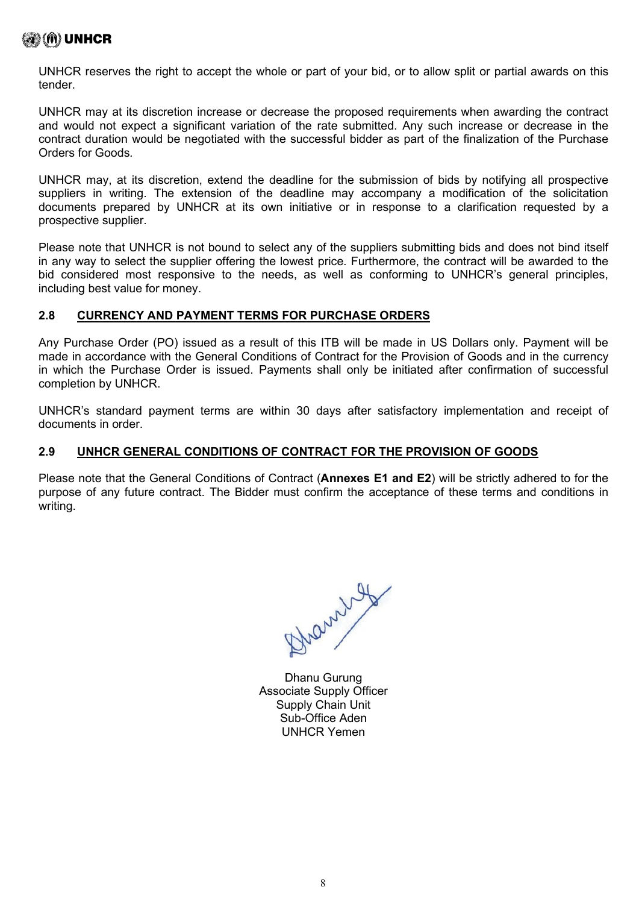UNHCR reserves the right to accept the whole or part of your bid, or to allow split or partial awards on this tender.

UNHCR may at its discretion increase or decrease the proposed requirements when awarding the contract and would not expect a significant variation of the rate submitted. Any such increase or decrease in the contract duration would be negotiated with the successful bidder as part of the finalization of the Purchase Orders for Goods.

UNHCR may, at its discretion, extend the deadline for the submission of bids by notifying all prospective suppliers in writing. The extension of the deadline may accompany a modification of the solicitation documents prepared by UNHCR at its own initiative or in response to a clarification requested by a prospective supplier.

Please note that UNHCR is not bound to select any of the suppliers submitting bids and does not bind itself in any way to select the supplier offering the lowest price. Furthermore, the contract will be awarded to the bid considered most responsive to the needs, as well as conforming to UNHCR's general principles, including best value for money.

### 2.8 CURRENCY AND PAYMENT TERMS FOR PURCHASE ORDERS

Any Purchase Order (PO) issued as a result of this ITB will be made in US Dollars only. Payment will be made in accordance with the General Conditions of Contract for the Provision of Goods and in the currency in which the Purchase Order is issued. Payments shall only be initiated after confirmation of successful completion by UNHCR.

UNHCR's standard payment terms are within 30 days after satisfactory implementation and receipt of documents in order.

### 2.9 UNHCR GENERAL CONDITIONS OF CONTRACT FOR THE PROVISION OF GOODS

Please note that the General Conditions of Contract (**Annexes E1 and E2**) will be strictly adhered to for the purpose of any future contract. The Bidder must confirm the acceptance of these terms and conditions in writing.

Dhanu Gurung
Associate Supply Officer
Supply Chain Unit
Sub-Office Aden
UNHCR Yemen